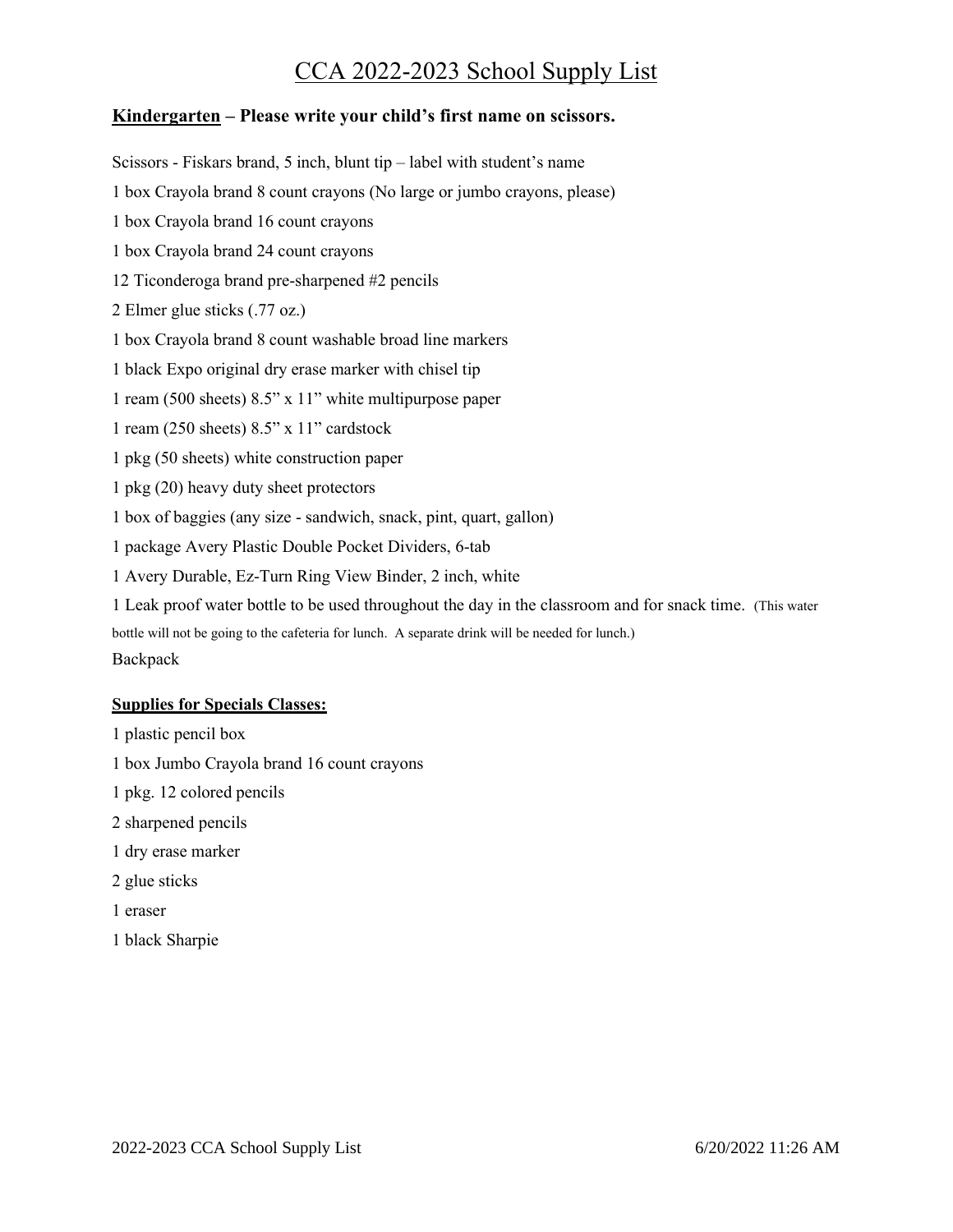# CCA 2022-2023 School Supply List

## Kindergarten – Please write your child's first name on scissors.

Scissors - Fiskars brand, 5 inch, blunt tip – label with student's name

1 box Crayola brand 8 count crayons (No large or jumbo crayons, please)

1 box Crayola brand 16 count crayons

1 box Crayola brand 24 count crayons

12 Ticonderoga brand pre-sharpened #2 pencils

2 Elmer glue sticks (.77 oz.)

1 box Crayola brand 8 count washable broad line markers

1 black Expo original dry erase marker with chisel tip

1 ream (500 sheets) 8.5" x 11" white multipurpose paper

1 ream (250 sheets) 8.5" x 11" cardstock

1 pkg (50 sheets) white construction paper

1 pkg (20) heavy duty sheet protectors

1 box of baggies (any size - sandwich, snack, pint, quart, gallon)

1 package Avery Plastic Double Pocket Dividers, 6-tab

1 Avery Durable, Ez-Turn Ring View Binder, 2 inch, white

1 Leak proof water bottle to be used throughout the day in the classroom and for snack time. (This water bottle will not be going to the cafeteria for lunch. A separate drink will be needed for lunch.)

Backpack

**Supplies for Specials Classes:**

1 plastic pencil box

1 box Jumbo Crayola brand 16 count crayons

1 pkg. 12 colored pencils

2 sharpened pencils

1 dry erase marker

2 glue sticks

1 eraser

1 black Sharpie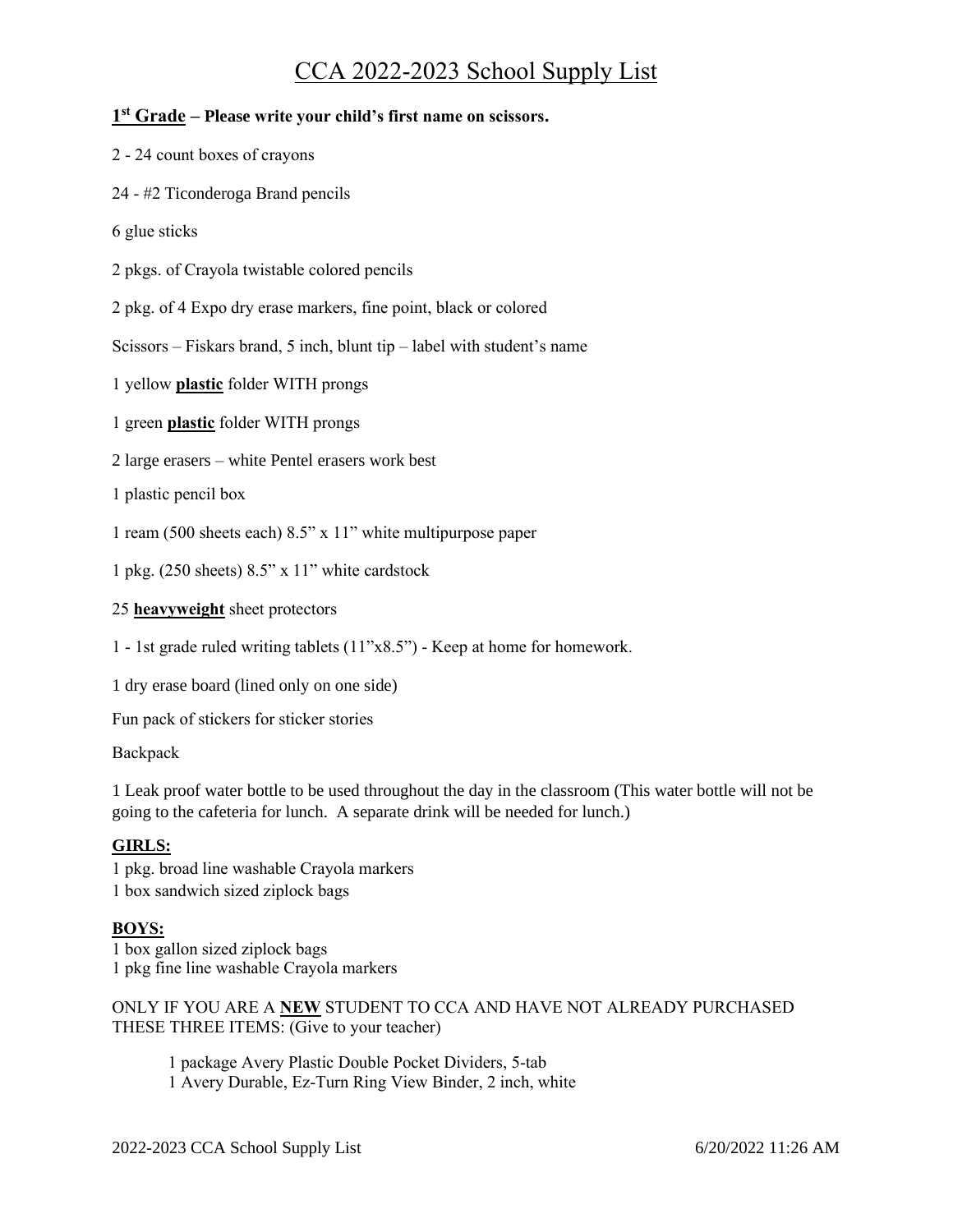# CCA 2022-2023 School Supply List

## 1st Grade – Please write your child's first name on scissors.

2 - 24 count boxes of crayons

24 - #2 Ticonderoga Brand pencils

6 glue sticks

2 pkgs. of Crayola twistable colored pencils

2 pkg. of 4 Expo dry erase markers, fine point, black or colored

Scissors – Fiskars brand, 5 inch, blunt tip – label with student's name

1 yellow **plastic** folder WITH prongs

1 green **plastic** folder WITH prongs

2 large erasers – white Pentel erasers work best

1 plastic pencil box

1 ream (500 sheets each) 8.5" x 11" white multipurpose paper

1 pkg. (250 sheets) 8.5" x 11" white cardstock

25 **heavyweight** sheet protectors

1 - 1st grade ruled writing tablets (11"x8.5") - Keep at home for homework.

1 dry erase board (lined only on one side)

Fun pack of stickers for sticker stories

Backpack

1 Leak proof water bottle to be used throughout the day in the classroom (This water bottle will not be going to the cafeteria for lunch. A separate drink will be needed for lunch.)

**GIRLS:**
1 pkg. broad line washable Crayola markers
1 box sandwich sized ziplock bags

**BOYS:**
1 box gallon sized ziplock bags
1 pkg fine line washable Crayola markers

ONLY IF YOU ARE A **NEW** STUDENT TO CCA AND HAVE NOT ALREADY PURCHASED THESE THREE ITEMS: (Give to your teacher)

1 package Avery Plastic Double Pocket Dividers, 5-tab
1 Avery Durable, Ez-Turn Ring View Binder, 2 inch, white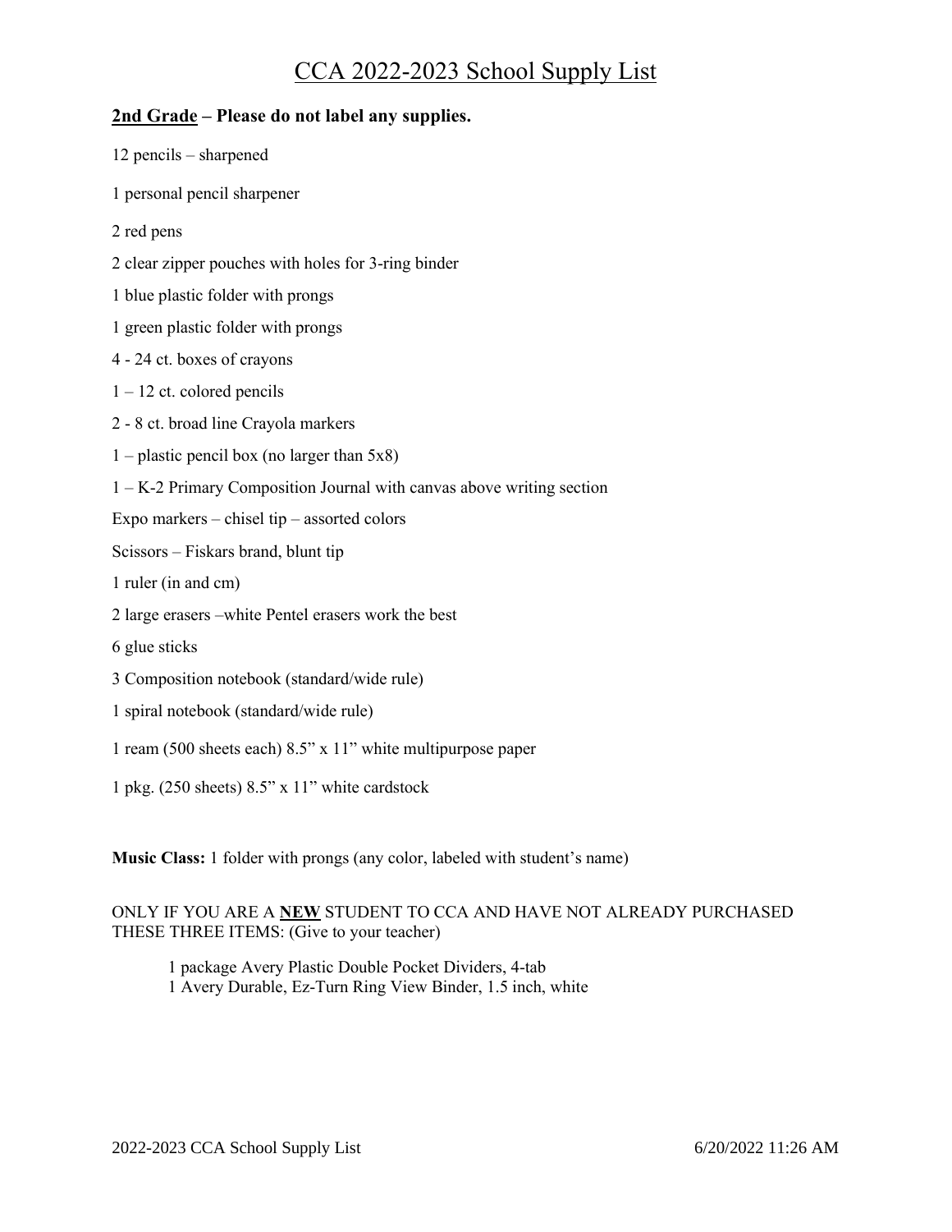# CCA 2022-2023 School Supply List

**2nd Grade – Please do not label any supplies.**

12 pencils – sharpened

1 personal pencil sharpener

2 red pens

2 clear zipper pouches with holes for 3-ring binder

1 blue plastic folder with prongs

1 green plastic folder with prongs

4 - 24 ct. boxes of crayons

1 – 12 ct. colored pencils

2 - 8 ct. broad line Crayola markers

1 – plastic pencil box (no larger than 5x8)

1 – K-2 Primary Composition Journal with canvas above writing section

Expo markers – chisel tip – assorted colors

Scissors – Fiskars brand, blunt tip

1 ruler (in and cm)

2 large erasers –white Pentel erasers work the best

6 glue sticks

3 Composition notebook (standard/wide rule)

1 spiral notebook (standard/wide rule)

1 ream (500 sheets each) 8.5” x 11” white multipurpose paper

1 pkg. (250 sheets) 8.5” x 11” white cardstock

**Music Class:** 1 folder with prongs (any color, labeled with student’s name)

ONLY IF YOU ARE A **NEW** STUDENT TO CCA AND HAVE NOT ALREADY PURCHASED THESE THREE ITEMS: (Give to your teacher)

1 package Avery Plastic Double Pocket Dividers, 4-tab
1 Avery Durable, Ez-Turn Ring View Binder, 1.5 inch, white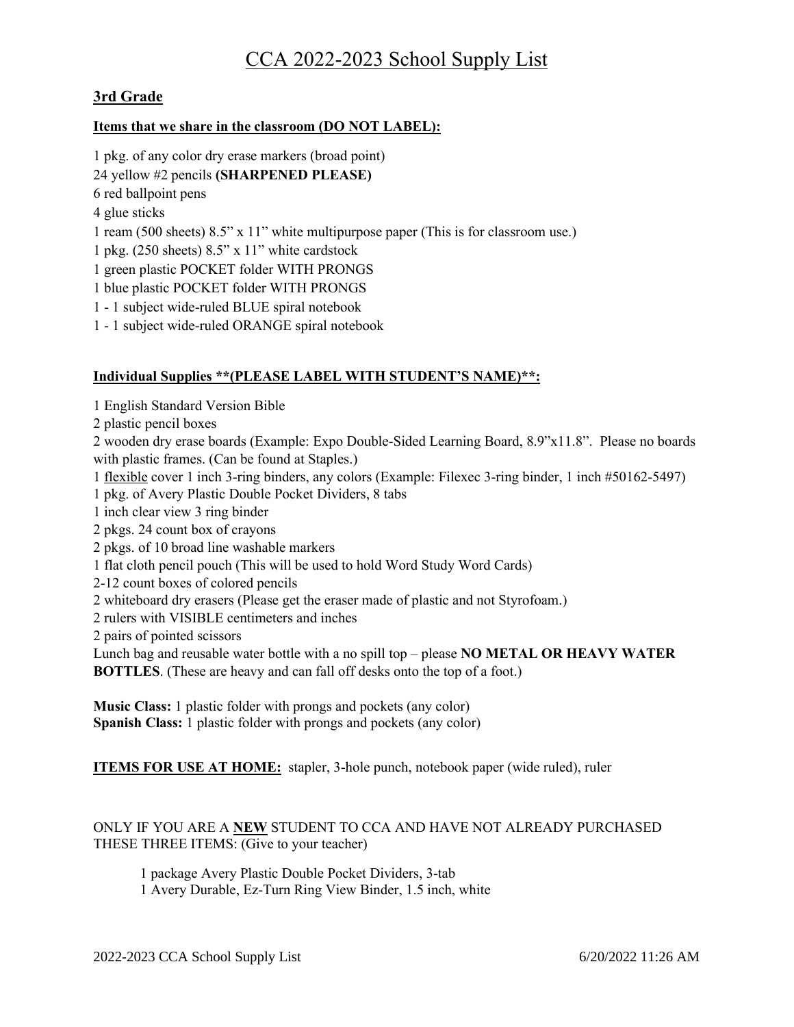# CCA 2022-2023 School Supply List

## 3rd Grade

**Items that we share in the classroom (DO NOT LABEL):**

1 pkg. of any color dry erase markers (broad point)
24 yellow #2 pencils **(SHARPENED PLEASE)**
6 red ballpoint pens
4 glue sticks
1 ream (500 sheets) 8.5" x 11" white multipurpose paper (This is for classroom use.)
1 pkg. (250 sheets) 8.5" x 11" white cardstock
1 green plastic POCKET folder WITH PRONGS
1 blue plastic POCKET folder WITH PRONGS
1 - 1 subject wide-ruled BLUE spiral notebook
1 - 1 subject wide-ruled ORANGE spiral notebook

**Individual Supplies **(PLEASE LABEL WITH STUDENT'S NAME)**:**

1 English Standard Version Bible
2 plastic pencil boxes
2 wooden dry erase boards (Example: Expo Double-Sided Learning Board, 8.9"x11.8". Please no boards with plastic frames. (Can be found at Staples.)
1 flexible cover 1 inch 3-ring binders, any colors (Example: Filexec 3-ring binder, 1 inch #50162-5497)
1 pkg. of Avery Plastic Double Pocket Dividers, 8 tabs
1 inch clear view 3 ring binder
2 pkgs. 24 count box of crayons
2 pkgs. of 10 broad line washable markers
1 flat cloth pencil pouch (This will be used to hold Word Study Word Cards)
2-12 count boxes of colored pencils
2 whiteboard dry erasers (Please get the eraser made of plastic and not Styrofoam.)
2 rulers with VISIBLE centimeters and inches
2 pairs of pointed scissors
Lunch bag and reusable water bottle with a no spill top – please **NO METAL OR HEAVY WATER BOTTLES**. (These are heavy and can fall off desks onto the top of a foot.)

**Music Class:** 1 plastic folder with prongs and pockets (any color)
**Spanish Class:** 1 plastic folder with prongs and pockets (any color)

**ITEMS FOR USE AT HOME:** stapler, 3-hole punch, notebook paper (wide ruled), ruler

ONLY IF YOU ARE A **NEW** STUDENT TO CCA AND HAVE NOT ALREADY PURCHASED THESE THREE ITEMS: (Give to your teacher)

1 package Avery Plastic Double Pocket Dividers, 3-tab
1 Avery Durable, Ez-Turn Ring View Binder, 1.5 inch, white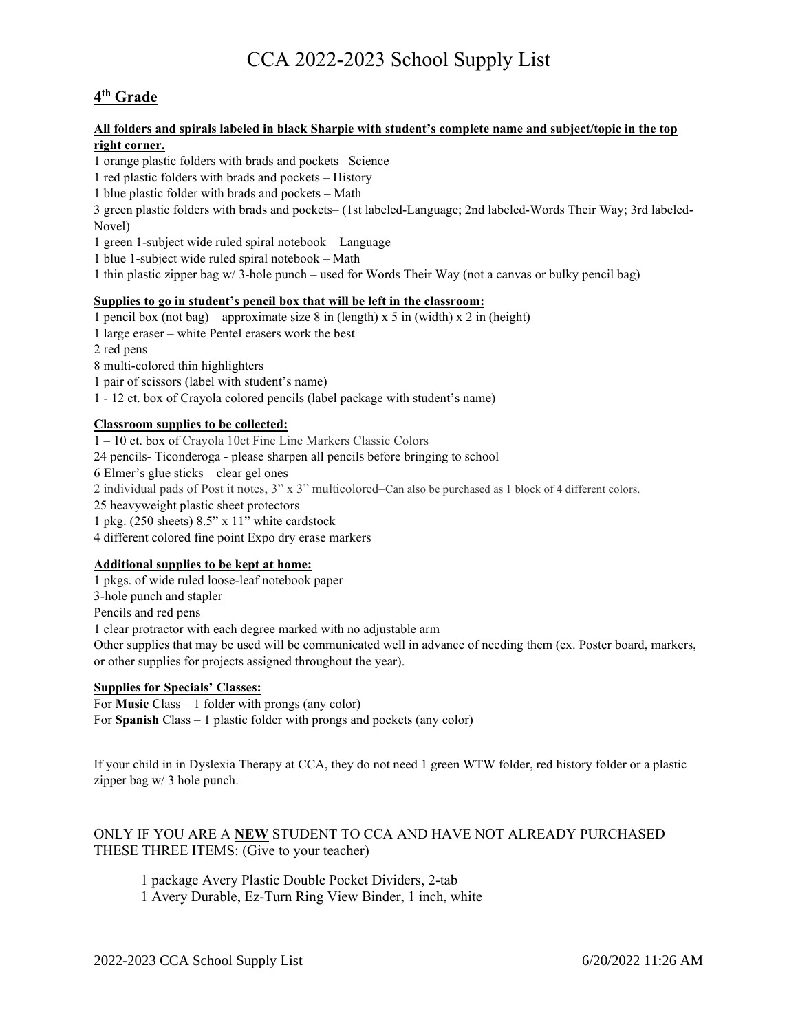# CCA 2022-2023 School Supply List

## 4th Grade

**All folders and spirals labeled in black Sharpie with student's complete name and subject/topic in the top right corner.**

1 orange plastic folders with brads and pockets– Science
1 red plastic folders with brads and pockets – History
1 blue plastic folder with brads and pockets – Math
3 green plastic folders with brads and pockets– (1st labeled-Language; 2nd labeled-Words Their Way; 3rd labeled-Novel)
1 green 1-subject wide ruled spiral notebook – Language
1 blue 1-subject wide ruled spiral notebook – Math
1 thin plastic zipper bag w/ 3-hole punch – used for Words Their Way (not a canvas or bulky pencil bag)

**Supplies to go in student's pencil box that will be left in the classroom:**

1 pencil box (not bag) – approximate size 8 in (length) x 5 in (width) x 2 in (height)
1 large eraser – white Pentel erasers work the best
2 red pens
8 multi-colored thin highlighters
1 pair of scissors (label with student's name)
1 - 12 ct. box of Crayola colored pencils (label package with student's name)

**Classroom supplies to be collected:**

1 – 10 ct. box of Crayola 10ct Fine Line Markers Classic Colors
24 pencils- Ticonderoga - please sharpen all pencils before bringing to school
6 Elmer's glue sticks – clear gel ones
2 individual pads of Post it notes, 3" x 3" multicolored–Can also be purchased as 1 block of 4 different colors.
25 heavyweight plastic sheet protectors
1 pkg. (250 sheets) 8.5" x 11" white cardstock
4 different colored fine point Expo dry erase markers

**Additional supplies to be kept at home:**

1 pkgs. of wide ruled loose-leaf notebook paper
3-hole punch and stapler
Pencils and red pens
1 clear protractor with each degree marked with no adjustable arm
Other supplies that may be used will be communicated well in advance of needing them (ex. Poster board, markers, or other supplies for projects assigned throughout the year).

**Supplies for Specials' Classes:**

For **Music** Class – 1 folder with prongs (any color)
For **Spanish** Class – 1 plastic folder with prongs and pockets (any color)

If your child in in Dyslexia Therapy at CCA, they do not need 1 green WTW folder, red history folder or a plastic zipper bag w/ 3 hole punch.

ONLY IF YOU ARE A **NEW** STUDENT TO CCA AND HAVE NOT ALREADY PURCHASED THESE THREE ITEMS: (Give to your teacher)

1 package Avery Plastic Double Pocket Dividers, 2-tab
1 Avery Durable, Ez-Turn Ring View Binder, 1 inch, white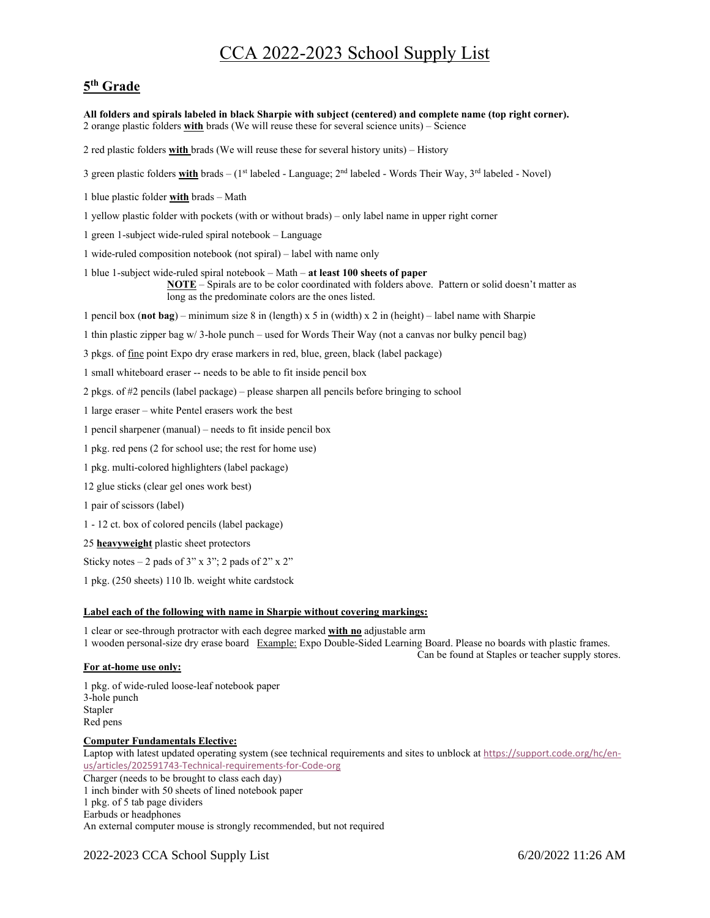# CCA 2022-2023 School Supply List

## 5th Grade

**All folders and spirals labeled in black Sharpie with subject (centered) and complete name (top right corner).**

2 orange plastic folders **with** brads (We will reuse these for several science units) – Science

2 red plastic folders **with** brads (We will reuse these for several history units) – History

3 green plastic folders **with** brads – (1st labeled - Language; 2nd labeled - Words Their Way, 3rd labeled - Novel)

1 blue plastic folder **with** brads – Math

1 yellow plastic folder with pockets (with or without brads) – only label name in upper right corner

1 green 1-subject wide-ruled spiral notebook – Language

1 wide-ruled composition notebook (not spiral) – label with name only

1 blue 1-subject wide-ruled spiral notebook – Math – **at least 100 sheets of paper**

**NOTE** – Spirals are to be color coordinated with folders above. Pattern or solid doesn't matter as long as the predominate colors are the ones listed.

1 pencil box (**not bag**) – minimum size 8 in (length) x 5 in (width) x 2 in (height) – label name with Sharpie

1 thin plastic zipper bag w/ 3-hole punch – used for Words Their Way (not a canvas nor bulky pencil bag)

3 pkgs. of fine point Expo dry erase markers in red, blue, green, black (label package)

1 small whiteboard eraser -- needs to be able to fit inside pencil box

2 pkgs. of #2 pencils (label package) – please sharpen all pencils before bringing to school

1 large eraser – white Pentel erasers work the best

1 pencil sharpener (manual) – needs to fit inside pencil box

1 pkg. red pens (2 for school use; the rest for home use)

1 pkg. multi-colored highlighters (label package)

12 glue sticks (clear gel ones work best)

1 pair of scissors (label)

1 - 12 ct. box of colored pencils (label package)

25 **heavyweight** plastic sheet protectors

Sticky notes – 2 pads of 3" x 3"; 2 pads of 2" x 2"

1 pkg. (250 sheets) 110 lb. weight white cardstock

**Label each of the following with name in Sharpie without covering markings:**

1 clear or see-through protractor with each degree marked **with no** adjustable arm
1 wooden personal-size dry erase board Example: Expo Double-Sided Learning Board. Please no boards with plastic frames. Can be found at Staples or teacher supply stores.

**For at-home use only:**

1 pkg. of wide-ruled loose-leaf notebook paper
3-hole punch
Stapler
Red pens

**Computer Fundamentals Elective:**

Laptop with latest updated operating system (see technical requirements and sites to unblock at https://support.code.org/hc/en-us/articles/202591743-Technical-requirements-for-Code-org
Charger (needs to be brought to class each day)
1 inch binder with 50 sheets of lined notebook paper
1 pkg. of 5 tab page dividers
Earbuds or headphones
An external computer mouse is strongly recommended, but not required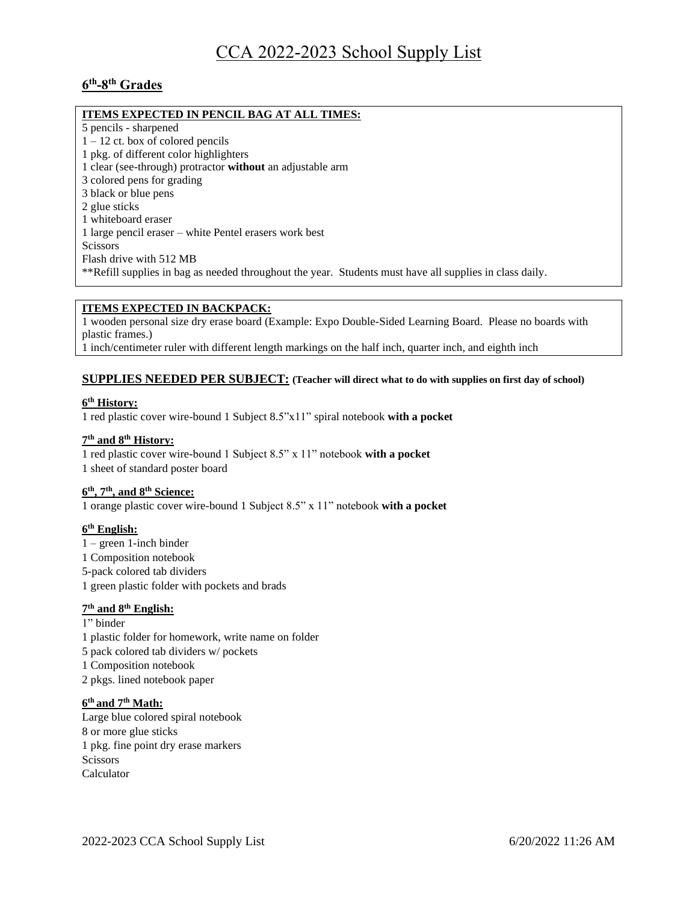# CCA 2022-2023 School Supply List

## 6th-8th Grades

**ITEMS EXPECTED IN PENCIL BAG AT ALL TIMES:**

5 pencils - sharpened
1 – 12 ct. box of colored pencils
1 pkg. of different color highlighters
1 clear (see-through) protractor **without** an adjustable arm
3 colored pens for grading
3 black or blue pens
2 glue sticks
1 whiteboard eraser
1 large pencil eraser – white Pentel erasers work best
Scissors
Flash drive with 512 MB
**Refill supplies in bag as needed throughout the year. Students must have all supplies in class daily.

**ITEMS EXPECTED IN BACKPACK:**

1 wooden personal size dry erase board (Example: Expo Double-Sided Learning Board. Please no boards with plastic frames.)
1 inch/centimeter ruler with different length markings on the half inch, quarter inch, and eighth inch

**SUPPLIES NEEDED PER SUBJECT:** **(Teacher will direct what to do with supplies on first day of school)**

**6th History:**

1 red plastic cover wire-bound 1 Subject 8.5"x11" spiral notebook **with a pocket**

**7th and 8th History:**

1 red plastic cover wire-bound 1 Subject 8.5" x 11" notebook **with a pocket**
1 sheet of standard poster board

**6th, 7th, and 8th Science:**

1 orange plastic cover wire-bound 1 Subject 8.5" x 11" notebook **with a pocket**

**6th English:**

1 – green 1-inch binder
1 Composition notebook
5-pack colored tab dividers
1 green plastic folder with pockets and brads

**7th and 8th English:**

1" binder
1 plastic folder for homework, write name on folder
5 pack colored tab dividers w/ pockets
1 Composition notebook
2 pkgs. lined notebook paper

**6th and 7th Math:**

Large blue colored spiral notebook
8 or more glue sticks
1 pkg. fine point dry erase markers
Scissors
Calculator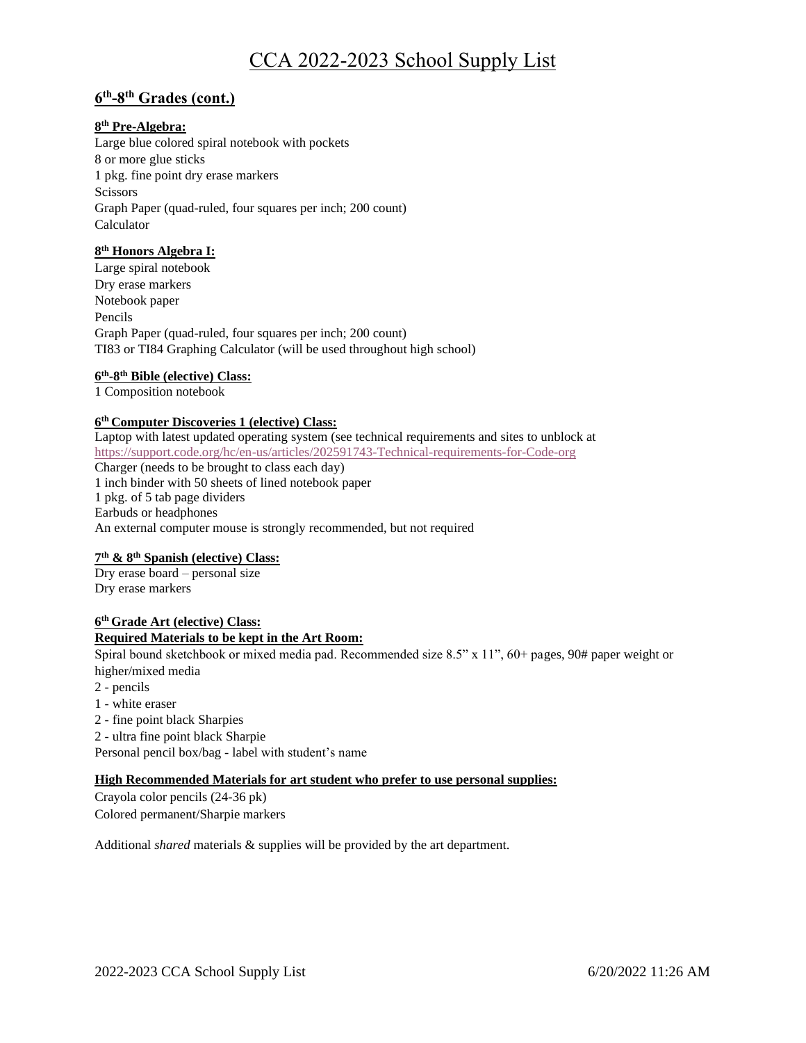# CCA 2022-2023 School Supply List

## 6th-8th Grades (cont.)

**8th Pre-Algebra:**

Large blue colored spiral notebook with pockets
8 or more glue sticks
1 pkg. fine point dry erase markers
Scissors
Graph Paper (quad-ruled, four squares per inch; 200 count)
Calculator

**8th Honors Algebra I:**

Large spiral notebook
Dry erase markers
Notebook paper
Pencils
Graph Paper (quad-ruled, four squares per inch; 200 count)
TI83 or TI84 Graphing Calculator (will be used throughout high school)

**6th-8th Bible (elective) Class:**

1 Composition notebook

**6th Computer Discoveries 1 (elective) Class:**

Laptop with latest updated operating system (see technical requirements and sites to unblock at https://support.code.org/hc/en-us/articles/202591743-Technical-requirements-for-Code-org
Charger (needs to be brought to class each day)
1 inch binder with 50 sheets of lined notebook paper
1 pkg. of 5 tab page dividers
Earbuds or headphones
An external computer mouse is strongly recommended, but not required

**7th & 8th Spanish (elective) Class:**

Dry erase board – personal size
Dry erase markers

**6th Grade Art (elective) Class:**

**Required Materials to be kept in the Art Room:**

Spiral bound sketchbook or mixed media pad. Recommended size 8.5" x 11", 60+ pages, 90# paper weight or higher/mixed media
2 - pencils
1 - white eraser
2 - fine point black Sharpies
2 - ultra fine point black Sharpie
Personal pencil box/bag - label with student's name

**High Recommended Materials for art student who prefer to use personal supplies:**

Crayola color pencils (24-36 pk)
Colored permanent/Sharpie markers

Additional *shared* materials & supplies will be provided by the art department.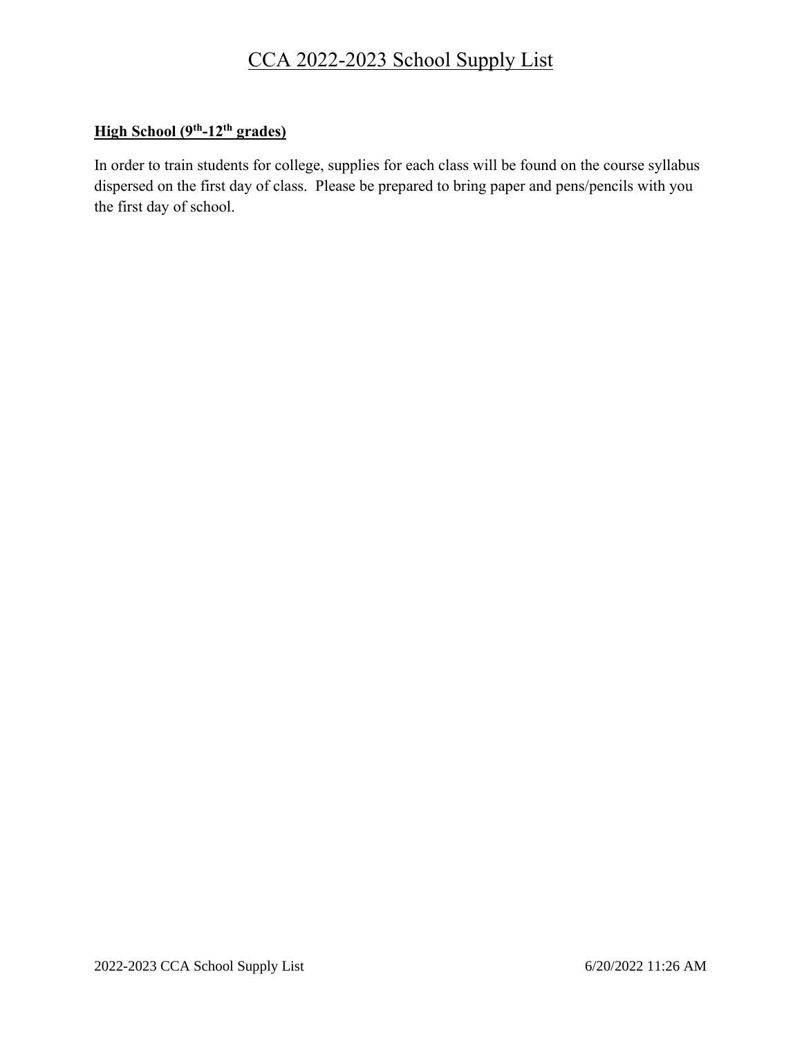# CCA 2022-2023 School Supply List

**High School (9th-12th grades)**

In order to train students for college, supplies for each class will be found on the course syllabus dispersed on the first day of class. Please be prepared to bring paper and pens/pencils with you the first day of school.